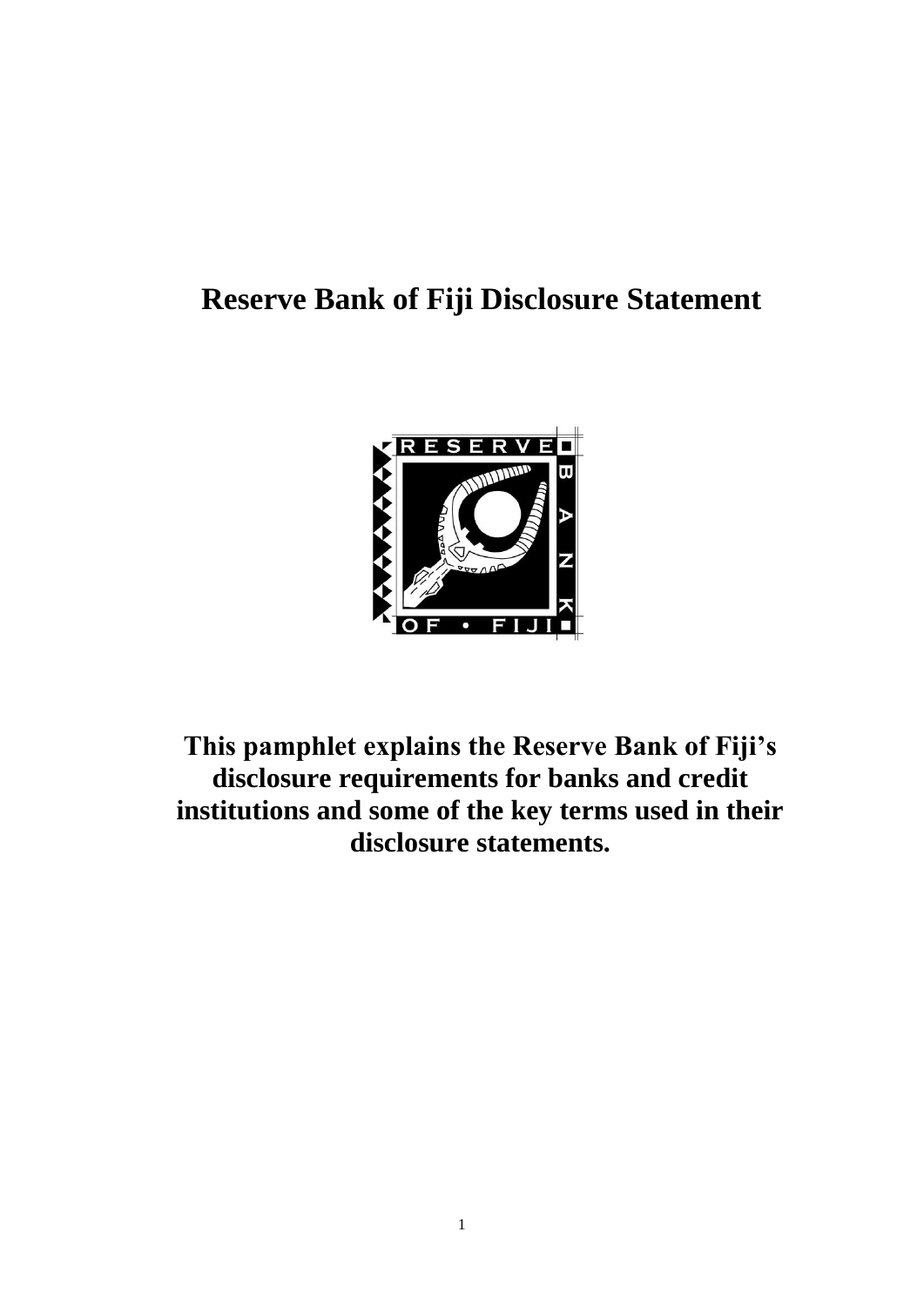# Reserve Bank of Fiji Disclosure Statement

**This pamphlet explains the Reserve Bank of Fiji's disclosure requirements for banks and credit institutions and some of the key terms used in their disclosure statements.**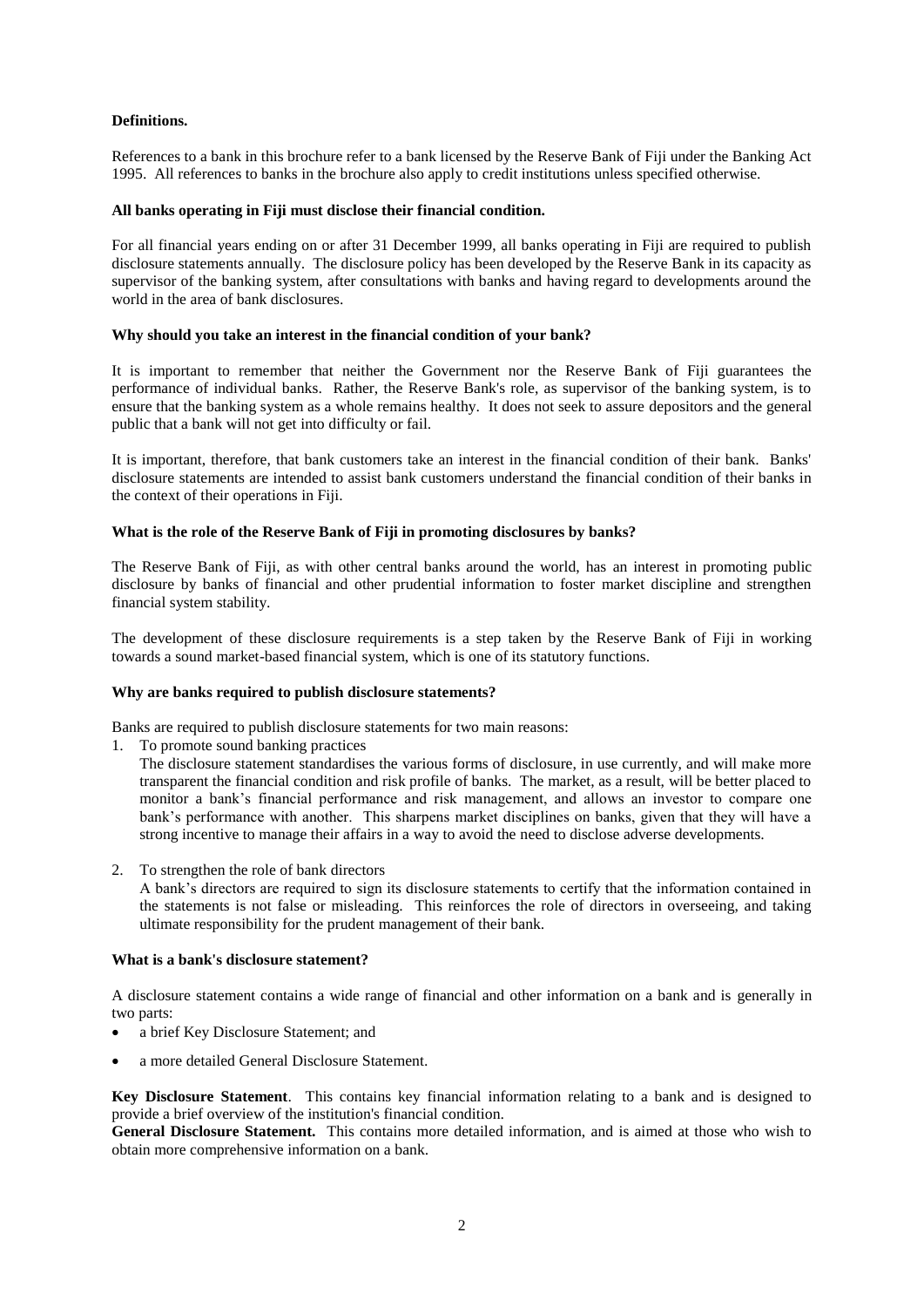**Definitions.**

References to a bank in this brochure refer to a bank licensed by the Reserve Bank of Fiji under the Banking Act 1995. All references to banks in the brochure also apply to credit institutions unless specified otherwise.

**All banks operating in Fiji must disclose their financial condition.**

For all financial years ending on or after 31 December 1999, all banks operating in Fiji are required to publish disclosure statements annually. The disclosure policy has been developed by the Reserve Bank in its capacity as supervisor of the banking system, after consultations with banks and having regard to developments around the world in the area of bank disclosures.

**Why should you take an interest in the financial condition of your bank?**

It is important to remember that neither the Government nor the Reserve Bank of Fiji guarantees the performance of individual banks. Rather, the Reserve Bank's role, as supervisor of the banking system, is to ensure that the banking system as a whole remains healthy. It does not seek to assure depositors and the general public that a bank will not get into difficulty or fail.

It is important, therefore, that bank customers take an interest in the financial condition of their bank. Banks' disclosure statements are intended to assist bank customers understand the financial condition of their banks in the context of their operations in Fiji.

**What is the role of the Reserve Bank of Fiji in promoting disclosures by banks?**

The Reserve Bank of Fiji, as with other central banks around the world, has an interest in promoting public disclosure by banks of financial and other prudential information to foster market discipline and strengthen financial system stability.

The development of these disclosure requirements is a step taken by the Reserve Bank of Fiji in working towards a sound market-based financial system, which is one of its statutory functions.

**Why are banks required to publish disclosure statements?**

Banks are required to publish disclosure statements for two main reasons:

1. To promote sound banking practices
   The disclosure statement standardises the various forms of disclosure, in use currently, and will make more transparent the financial condition and risk profile of banks. The market, as a result, will be better placed to monitor a bank's financial performance and risk management, and allows an investor to compare one bank's performance with another. This sharpens market disciplines on banks, given that they will have a strong incentive to manage their affairs in a way to avoid the need to disclose adverse developments.

2. To strengthen the role of bank directors
   A bank's directors are required to sign its disclosure statements to certify that the information contained in the statements is not false or misleading. This reinforces the role of directors in overseeing, and taking ultimate responsibility for the prudent management of their bank.

**What is a bank's disclosure statement?**

A disclosure statement contains a wide range of financial and other information on a bank and is generally in two parts:

- a brief Key Disclosure Statement; and
- a more detailed General Disclosure Statement.

**Key Disclosure Statement**. This contains key financial information relating to a bank and is designed to provide a brief overview of the institution's financial condition.

**General Disclosure Statement.** This contains more detailed information, and is aimed at those who wish to obtain more comprehensive information on a bank.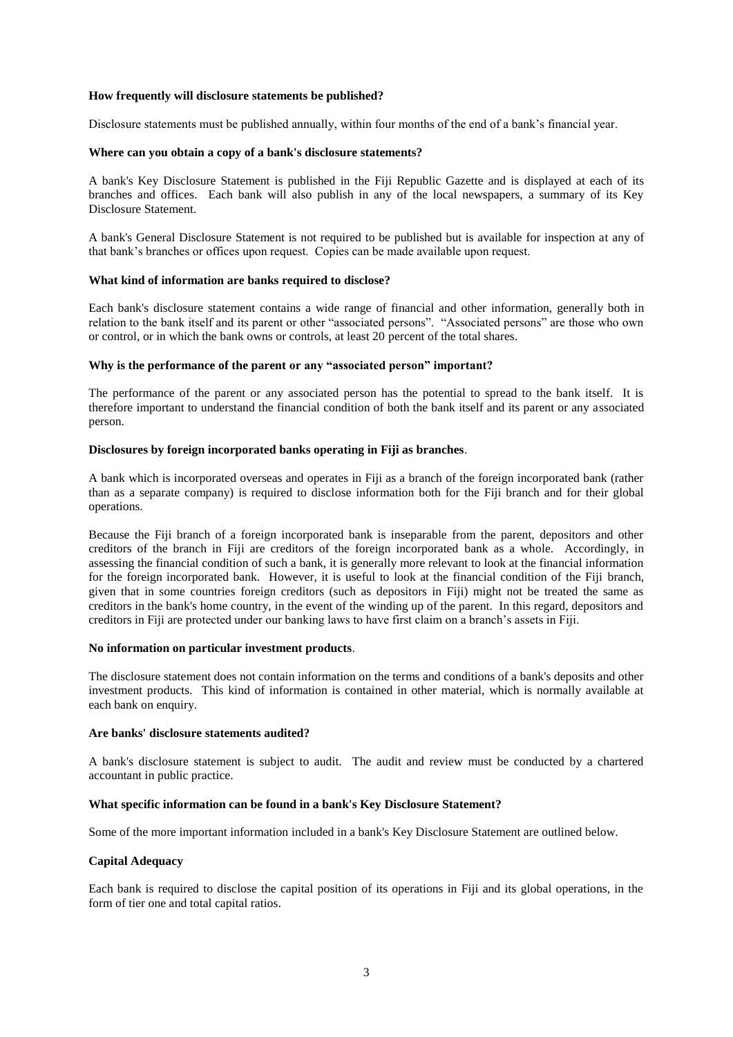**How frequently will disclosure statements be published?**

Disclosure statements must be published annually, within four months of the end of a bank's financial year.

**Where can you obtain a copy of a bank's disclosure statements?**

A bank's Key Disclosure Statement is published in the Fiji Republic Gazette and is displayed at each of its branches and offices. Each bank will also publish in any of the local newspapers, a summary of its Key Disclosure Statement.

A bank's General Disclosure Statement is not required to be published but is available for inspection at any of that bank's branches or offices upon request. Copies can be made available upon request.

**What kind of information are banks required to disclose?**

Each bank's disclosure statement contains a wide range of financial and other information, generally both in relation to the bank itself and its parent or other "associated persons". "Associated persons" are those who own or control, or in which the bank owns or controls, at least 20 percent of the total shares.

**Why is the performance of the parent or any "associated person" important?**

The performance of the parent or any associated person has the potential to spread to the bank itself. It is therefore important to understand the financial condition of both the bank itself and its parent or any associated person.

**Disclosures by foreign incorporated banks operating in Fiji as branches**.

A bank which is incorporated overseas and operates in Fiji as a branch of the foreign incorporated bank (rather than as a separate company) is required to disclose information both for the Fiji branch and for their global operations.

Because the Fiji branch of a foreign incorporated bank is inseparable from the parent, depositors and other creditors of the branch in Fiji are creditors of the foreign incorporated bank as a whole. Accordingly, in assessing the financial condition of such a bank, it is generally more relevant to look at the financial information for the foreign incorporated bank. However, it is useful to look at the financial condition of the Fiji branch, given that in some countries foreign creditors (such as depositors in Fiji) might not be treated the same as creditors in the bank's home country, in the event of the winding up of the parent. In this regard, depositors and creditors in Fiji are protected under our banking laws to have first claim on a branch's assets in Fiji.

**No information on particular investment products**.

The disclosure statement does not contain information on the terms and conditions of a bank's deposits and other investment products. This kind of information is contained in other material, which is normally available at each bank on enquiry.

**Are banks' disclosure statements audited?**

A bank's disclosure statement is subject to audit. The audit and review must be conducted by a chartered accountant in public practice.

**What specific information can be found in a bank's Key Disclosure Statement?**

Some of the more important information included in a bank's Key Disclosure Statement are outlined below.

**Capital Adequacy**

Each bank is required to disclose the capital position of its operations in Fiji and its global operations, in the form of tier one and total capital ratios.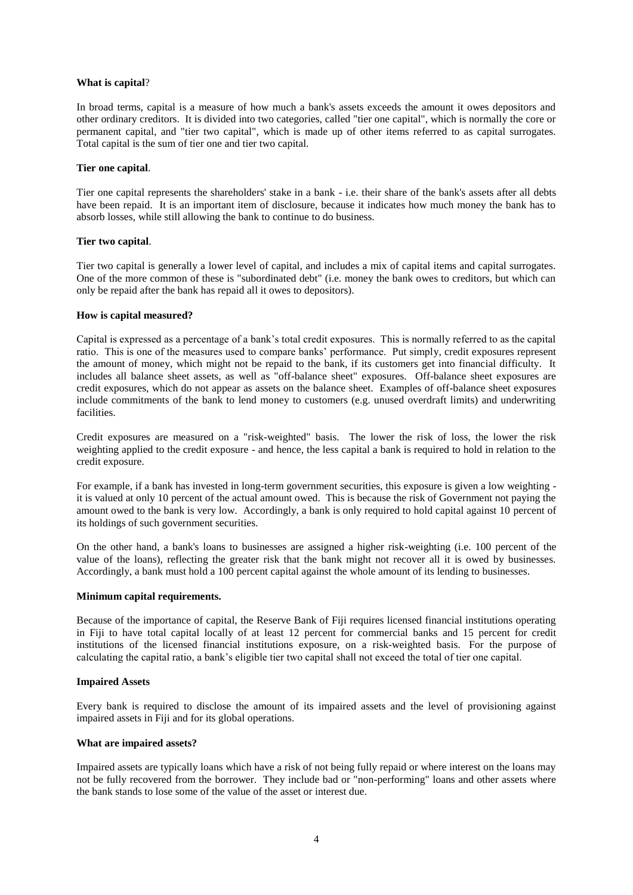**What is capital**?

In broad terms, capital is a measure of how much a bank's assets exceeds the amount it owes depositors and other ordinary creditors. It is divided into two categories, called "tier one capital", which is normally the core or permanent capital, and "tier two capital", which is made up of other items referred to as capital surrogates. Total capital is the sum of tier one and tier two capital.

**Tier one capital**.

Tier one capital represents the shareholders' stake in a bank - i.e. their share of the bank's assets after all debts have been repaid. It is an important item of disclosure, because it indicates how much money the bank has to absorb losses, while still allowing the bank to continue to do business.

**Tier two capital**.

Tier two capital is generally a lower level of capital, and includes a mix of capital items and capital surrogates. One of the more common of these is "subordinated debt" (i.e. money the bank owes to creditors, but which can only be repaid after the bank has repaid all it owes to depositors).

**How is capital measured?**

Capital is expressed as a percentage of a bank's total credit exposures. This is normally referred to as the capital ratio. This is one of the measures used to compare banks' performance. Put simply, credit exposures represent the amount of money, which might not be repaid to the bank, if its customers get into financial difficulty. It includes all balance sheet assets, as well as "off-balance sheet" exposures. Off-balance sheet exposures are credit exposures, which do not appear as assets on the balance sheet. Examples of off-balance sheet exposures include commitments of the bank to lend money to customers (e.g. unused overdraft limits) and underwriting facilities.

Credit exposures are measured on a "risk-weighted" basis. The lower the risk of loss, the lower the risk weighting applied to the credit exposure - and hence, the less capital a bank is required to hold in relation to the credit exposure.

For example, if a bank has invested in long-term government securities, this exposure is given a low weighting - it is valued at only 10 percent of the actual amount owed. This is because the risk of Government not paying the amount owed to the bank is very low. Accordingly, a bank is only required to hold capital against 10 percent of its holdings of such government securities.

On the other hand, a bank's loans to businesses are assigned a higher risk-weighting (i.e. 100 percent of the value of the loans), reflecting the greater risk that the bank might not recover all it is owed by businesses. Accordingly, a bank must hold a 100 percent capital against the whole amount of its lending to businesses.

**Minimum capital requirements.**

Because of the importance of capital, the Reserve Bank of Fiji requires licensed financial institutions operating in Fiji to have total capital locally of at least 12 percent for commercial banks and 15 percent for credit institutions of the licensed financial institutions exposure, on a risk-weighted basis. For the purpose of calculating the capital ratio, a bank's eligible tier two capital shall not exceed the total of tier one capital.

**Impaired Assets**

Every bank is required to disclose the amount of its impaired assets and the level of provisioning against impaired assets in Fiji and for its global operations.

**What are impaired assets?**

Impaired assets are typically loans which have a risk of not being fully repaid or where interest on the loans may not be fully recovered from the borrower. They include bad or "non-performing" loans and other assets where the bank stands to lose some of the value of the asset or interest due.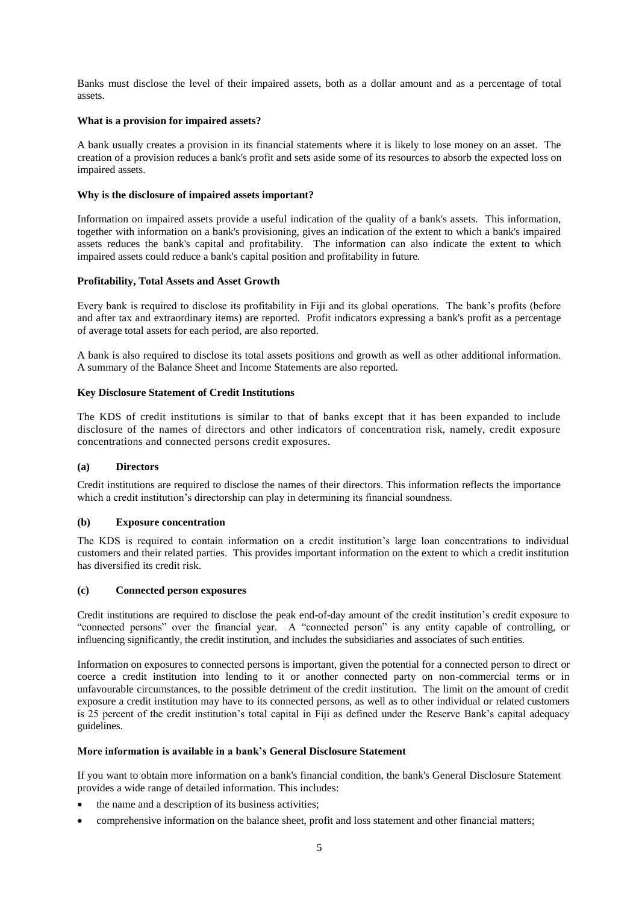Banks must disclose the level of their impaired assets, both as a dollar amount and as a percentage of total assets.

**What is a provision for impaired assets?**

A bank usually creates a provision in its financial statements where it is likely to lose money on an asset. The creation of a provision reduces a bank's profit and sets aside some of its resources to absorb the expected loss on impaired assets.

**Why is the disclosure of impaired assets important?**

Information on impaired assets provide a useful indication of the quality of a bank's assets. This information, together with information on a bank's provisioning, gives an indication of the extent to which a bank's impaired assets reduces the bank's capital and profitability. The information can also indicate the extent to which impaired assets could reduce a bank's capital position and profitability in future.

**Profitability, Total Assets and Asset Growth**

Every bank is required to disclose its profitability in Fiji and its global operations. The bank's profits (before and after tax and extraordinary items) are reported. Profit indicators expressing a bank's profit as a percentage of average total assets for each period, are also reported.

A bank is also required to disclose its total assets positions and growth as well as other additional information. A summary of the Balance Sheet and Income Statements are also reported.

**Key Disclosure Statement of Credit Institutions**

The KDS of credit institutions is similar to that of banks except that it has been expanded to include disclosure of the names of directors and other indicators of concentration risk, namely, credit exposure concentrations and connected persons credit exposures.

**(a) Directors**

Credit institutions are required to disclose the names of their directors. This information reflects the importance which a credit institution's directorship can play in determining its financial soundness.

**(b) Exposure concentration**

The KDS is required to contain information on a credit institution's large loan concentrations to individual customers and their related parties. This provides important information on the extent to which a credit institution has diversified its credit risk.

**(c) Connected person exposures**

Credit institutions are required to disclose the peak end-of-day amount of the credit institution's credit exposure to "connected persons" over the financial year. A "connected person" is any entity capable of controlling, or influencing significantly, the credit institution, and includes the subsidiaries and associates of such entities.

Information on exposures to connected persons is important, given the potential for a connected person to direct or coerce a credit institution into lending to it or another connected party on non-commercial terms or in unfavourable circumstances, to the possible detriment of the credit institution. The limit on the amount of credit exposure a credit institution may have to its connected persons, as well as to other individual or related customers is 25 percent of the credit institution's total capital in Fiji as defined under the Reserve Bank's capital adequacy guidelines.

**More information is available in a bank's General Disclosure Statement**

If you want to obtain more information on a bank's financial condition, the bank's General Disclosure Statement provides a wide range of detailed information. This includes:

- the name and a description of its business activities;
- comprehensive information on the balance sheet, profit and loss statement and other financial matters;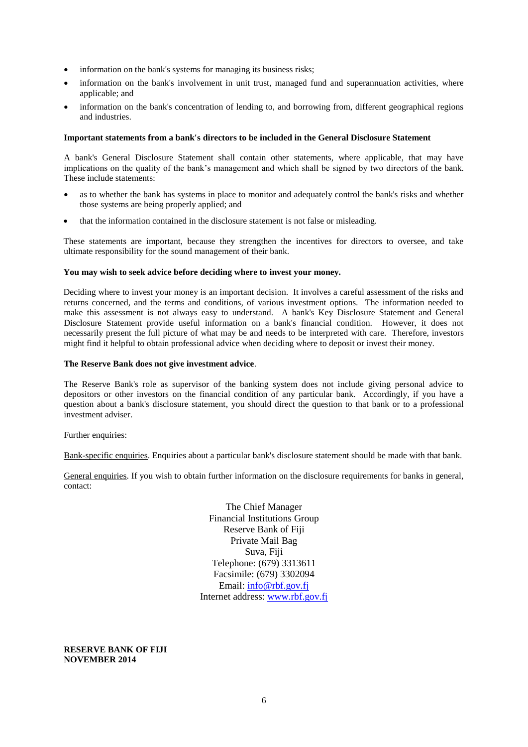- information on the bank's systems for managing its business risks;
- information on the bank's involvement in unit trust, managed fund and superannuation activities, where applicable; and
- information on the bank's concentration of lending to, and borrowing from, different geographical regions and industries.

**Important statements from a bank's directors to be included in the General Disclosure Statement**

A bank's General Disclosure Statement shall contain other statements, where applicable, that may have implications on the quality of the bank's management and which shall be signed by two directors of the bank. These include statements:

- as to whether the bank has systems in place to monitor and adequately control the bank's risks and whether those systems are being properly applied; and
- that the information contained in the disclosure statement is not false or misleading.

These statements are important, because they strengthen the incentives for directors to oversee, and take ultimate responsibility for the sound management of their bank.

**You may wish to seek advice before deciding where to invest your money.**

Deciding where to invest your money is an important decision. It involves a careful assessment of the risks and returns concerned, and the terms and conditions, of various investment options. The information needed to make this assessment is not always easy to understand. A bank's Key Disclosure Statement and General Disclosure Statement provide useful information on a bank's financial condition. However, it does not necessarily present the full picture of what may be and needs to be interpreted with care. Therefore, investors might find it helpful to obtain professional advice when deciding where to deposit or invest their money.

**The Reserve Bank does not give investment advice**.

The Reserve Bank's role as supervisor of the banking system does not include giving personal advice to depositors or other investors on the financial condition of any particular bank. Accordingly, if you have a question about a bank's disclosure statement, you should direct the question to that bank or to a professional investment adviser.

Further enquiries:

Bank-specific enquiries. Enquiries about a particular bank's disclosure statement should be made with that bank.

General enquiries. If you wish to obtain further information on the disclosure requirements for banks in general, contact:

The Chief Manager
Financial Institutions Group
Reserve Bank of Fiji
Private Mail Bag
Suva, Fiji
Telephone: (679) 3313611
Facsimile: (679) 3302094
Email: info@rbf.gov.fj
Internet address: www.rbf.gov.fj

**RESERVE BANK OF FIJI**
**NOVEMBER 2014**